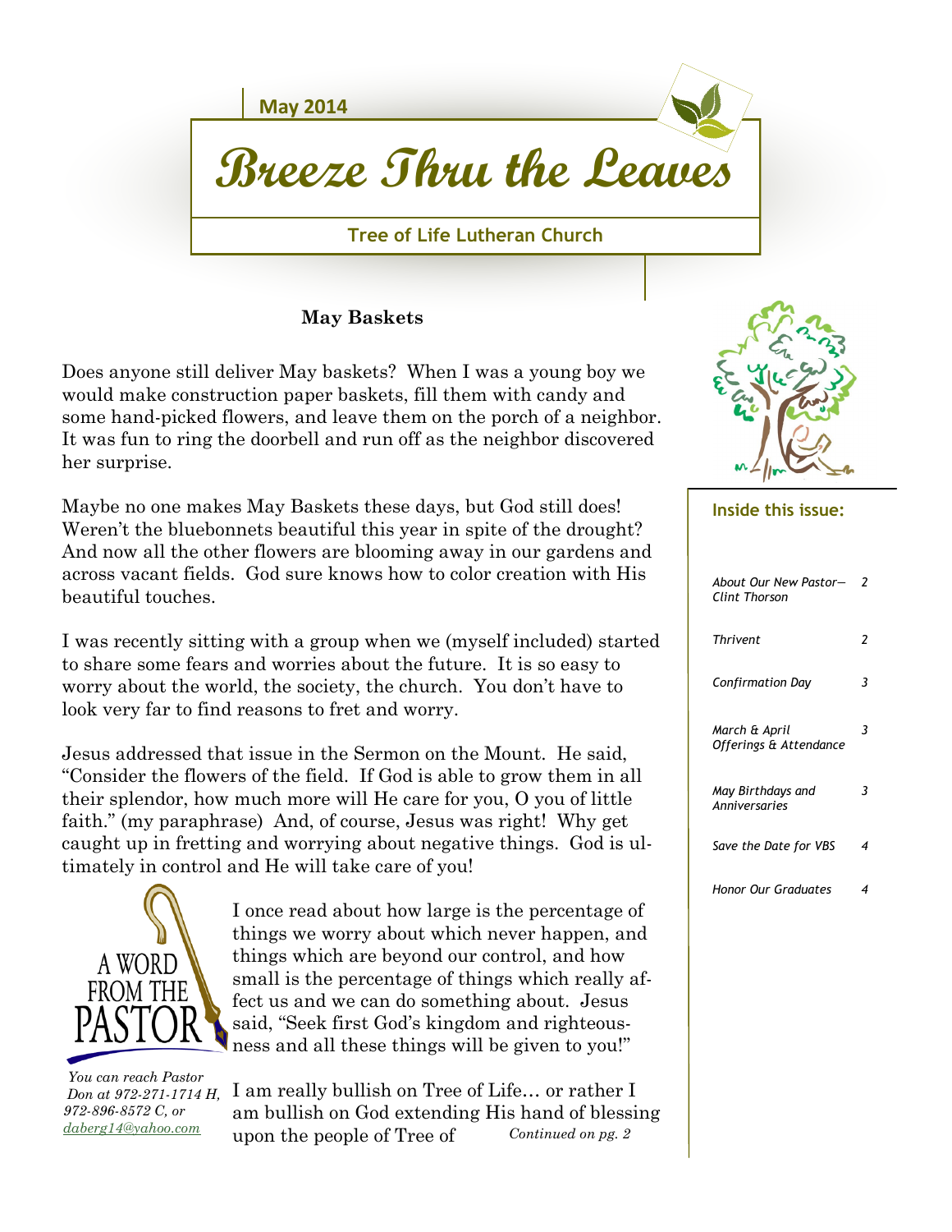May 2014

# Breeze Thru the Leaves

**Tree of Life Lutheran Church**

## May Baskets

Does anyone still deliver May baskets? When I was a young boy we would make construction paper baskets, fill them with candy and some hand-picked flowers, and leave them on the porch of a neighbor. It was fun to ring the doorbell and run off as the neighbor discovered her surprise.

Maybe no one makes May Baskets these days, but God still does! Weren't the bluebonnets beautiful this year in spite of the drought? And now all the other flowers are blooming away in our gardens and across vacant fields. God sure knows how to color creation with His beautiful touches.

I was recently sitting with a group when we (myself included) started to share some fears and worries about the future. It is so easy to worry about the world, the society, the church. You don't have to look very far to find reasons to fret and worry.

Jesus addressed that issue in the Sermon on the Mount. He said, "Consider the flowers of the field. If God is able to grow them in all their splendor, how much more will He care for you, O you of little faith." (my paraphrase) And, of course, Jesus was right! Why get caught up in fretting and worrying about negative things. God is ultimately in control and He will take care of you!

A WORD FROM THE PASTOR

I once read about how large is the percentage of things we worry about which never happen, and things which are beyond our control, and how small is the percentage of things which really affect us and we can do something about. Jesus said, "Seek first God's kingdom and righteousness and all these things will be given to you!"

*You can reach Pastor Don at 972-271-1714 H, 972-896-8572 C, or daberg14@yahoo.com*

I am really bullish on Tree of Life… or rather I am bullish on God extending His hand of blessing upon the people of Tree of *Continued on pg. 2*

**Inside this issue:**

| | |
|---|---|
| *About Our New Pastor—Clint Thorson* | 2 |
| *Thrivent* | 2 |
| *Confirmation Day* | 3 |
| *March & April Offerings & Attendance* | 3 |
| *May Birthdays and Anniversaries* | 3 |
| *Save the Date for VBS* | 4 |
| *Honor Our Graduates* | 4 |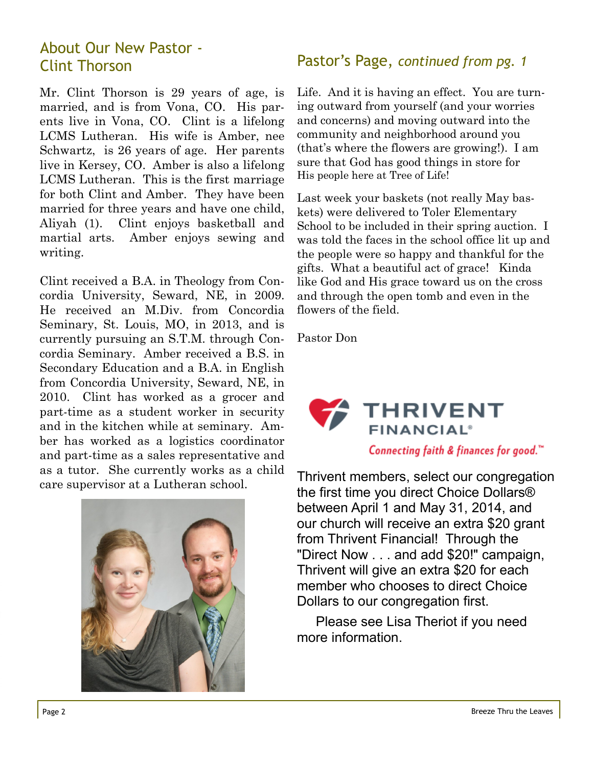## About Our New Pastor - Clint Thorson

Mr. Clint Thorson is 29 years of age, is married, and is from Vona, CO. His parents live in Vona, CO. Clint is a lifelong LCMS Lutheran. His wife is Amber, nee Schwartz, is 26 years of age. Her parents live in Kersey, CO. Amber is also a lifelong LCMS Lutheran. This is the first marriage for both Clint and Amber. They have been married for three years and have one child, Aliyah (1). Clint enjoys basketball and martial arts. Amber enjoys sewing and writing.

Clint received a B.A. in Theology from Concordia University, Seward, NE, in 2009. He received an M.Div. from Concordia Seminary, St. Louis, MO, in 2013, and is currently pursuing an S.T.M. through Concordia Seminary. Amber received a B.S. in Secondary Education and a B.A. in English from Concordia University, Seward, NE, in 2010. Clint has worked as a grocer and part-time as a student worker in security and in the kitchen while at seminary. Amber has worked as a logistics coordinator and part-time as a sales representative and as a tutor. She currently works as a child care supervisor at a Lutheran school.

## Pastor's Page, *continued from pg. 1*

Life. And it is having an effect. You are turning outward from yourself (and your worries and concerns) and moving outward into the community and neighborhood around you (that's where the flowers are growing!). I am sure that God has good things in store for His people here at Tree of Life!

Last week your baskets (not really May baskets) were delivered to Toler Elementary School to be included in their spring auction. I was told the faces in the school office lit up and the people were so happy and thankful for the gifts. What a beautiful act of grace! Kinda like God and His grace toward us on the cross and through the open tomb and even in the flowers of the field.

Pastor Don

**THRIVENT FINANCIAL®**

*Connecting faith & finances for good.™*

Thrivent members, select our congregation the first time you direct Choice Dollars® between April 1 and May 31, 2014, and our church will receive an extra $20 grant from Thrivent Financial! Through the "Direct Now . . . and add $20!" campaign, Thrivent will give an extra $20 for each member who chooses to direct Choice Dollars to our congregation first.

Please see Lisa Theriot if you need more information.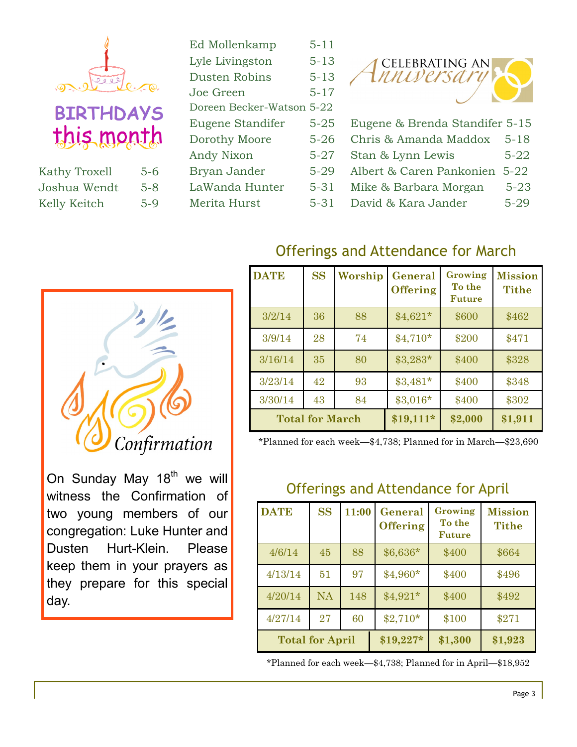## BIRTHDAYS this month

- Kathy Troxell 5-6
- Joshua Wendt 5-8
- Kelly Keitch 5-9
- Ed Mollenkamp 5-11
- Lyle Livingston 5-13
- Dusten Robins 5-13
- Joe Green 5-17
- Doreen Becker-Watson 5-22
- Eugene Standifer 5-25
- Dorothy Moore 5-26
- Andy Nixon 5-27
- Bryan Jander 5-29
- LaWanda Hunter 5-31
- Merita Hurst 5-31

## CELEBRATING AN Anniversary

- Eugene & Brenda Standifer 5-15
- Chris & Amanda Maddox 5-18
- Stan & Lynn Lewis 5-22
- Albert & Caren Pankonien 5-22
- Mike & Barbara Morgan 5-23
- David & Kara Jander 5-29

## Confirmation

On Sunday May 18th we will witness the Confirmation of two young members of our congregation: Luke Hunter and Dusten Hurt-Klein. Please keep them in your prayers as they prepare for this special day.

## Offerings and Attendance for March

| DATE | SS | Worship | General Offering | Growing To the Future | Mission Tithe |
|---|---|---|---|---|---|
| 3/2/14 | 36 | 88 | $4,621* | $600 | $462 |
| 3/9/14 | 28 | 74 | $4,710* | $200 | $471 |
| 3/16/14 | 35 | 80 | $3,283* | $400 | $328 |
| 3/23/14 | 42 | 93 | $3,481* | $400 | $348 |
| 3/30/14 | 43 | 84 | $3,016* | $400 | $302 |
| **Total for March** | | | **$19,111*** | **$2,000** | **$1,911** |

*Planned for each week—$4,738; Planned for in March—$23,690

## Offerings and Attendance for April

| DATE | SS | 11:00 | General Offering | Growing To the Future | Mission Tithe |
|---|---|---|---|---|---|
| 4/6/14 | 45 | 88 | $6,636* | $400 | $664 |
| 4/13/14 | 51 | 97 | $4,960* | $400 | $496 |
| 4/20/14 | NA | 148 | $4,921* | $400 | $492 |
| 4/27/14 | 27 | 60 | $2,710* | $100 | $271 |
| **Total for April** | | | **$19,227*** | **$1,300** | **$1,923** |

*Planned for each week—$4,738; Planned for in April—$18,952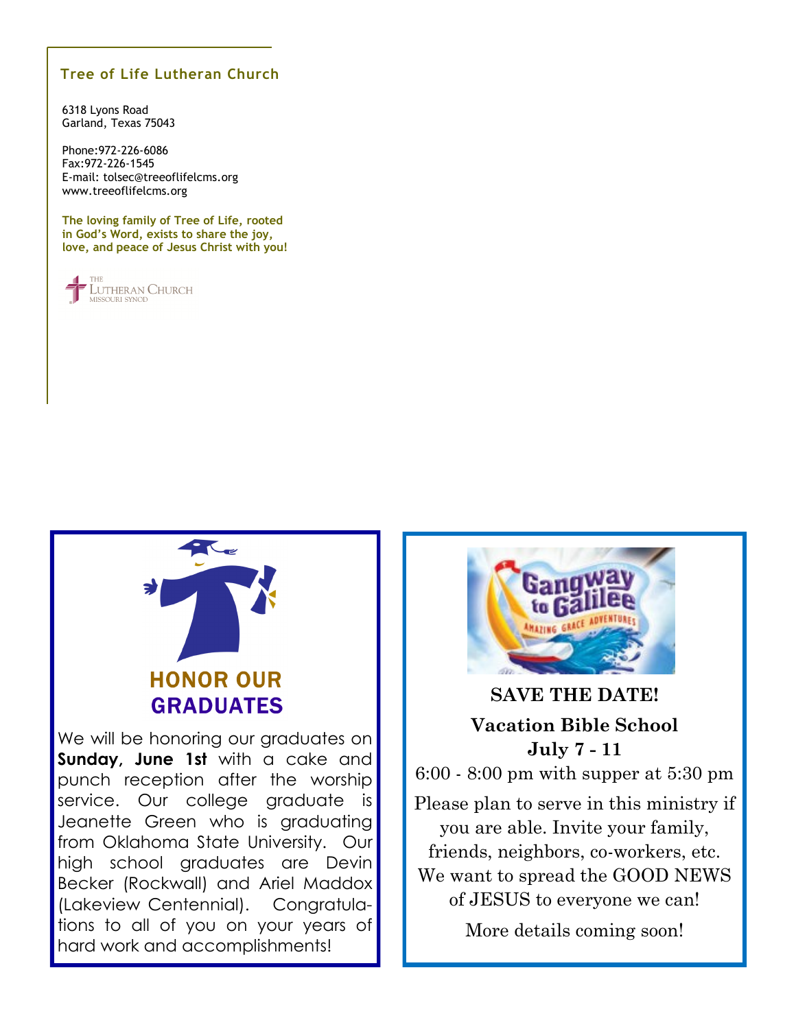**Tree of Life Lutheran Church**

6318 Lyons Road
Garland, Texas 75043

Phone:972-226-6086
Fax:972-226-1545
E-mail: tolsec@treeoflifelcms.org
www.treeoflifelcms.org

**The loving family of Tree of Life, rooted in God's Word, exists to share the joy, love, and peace of Jesus Christ with you!**

THE LUTHERAN CHURCH MISSOURI SYNOD

## HONOR OUR GRADUATES

We will be honoring our graduates on **Sunday, June 1st** with a cake and punch reception after the worship service. Our college graduate is Jeanette Green who is graduating from Oklahoma State University. Our high school graduates are Devin Becker (Rockwall) and Ariel Maddox (Lakeview Centennial). Congratulations to all of you on your years of hard work and accomplishments!

**SAVE THE DATE!**

**Vacation Bible School**
**July 7 - 11**

6:00 - 8:00 pm with supper at 5:30 pm

Please plan to serve in this ministry if you are able. Invite your family, friends, neighbors, co-workers, etc. We want to spread the GOOD NEWS of JESUS to everyone we can!

More details coming soon!